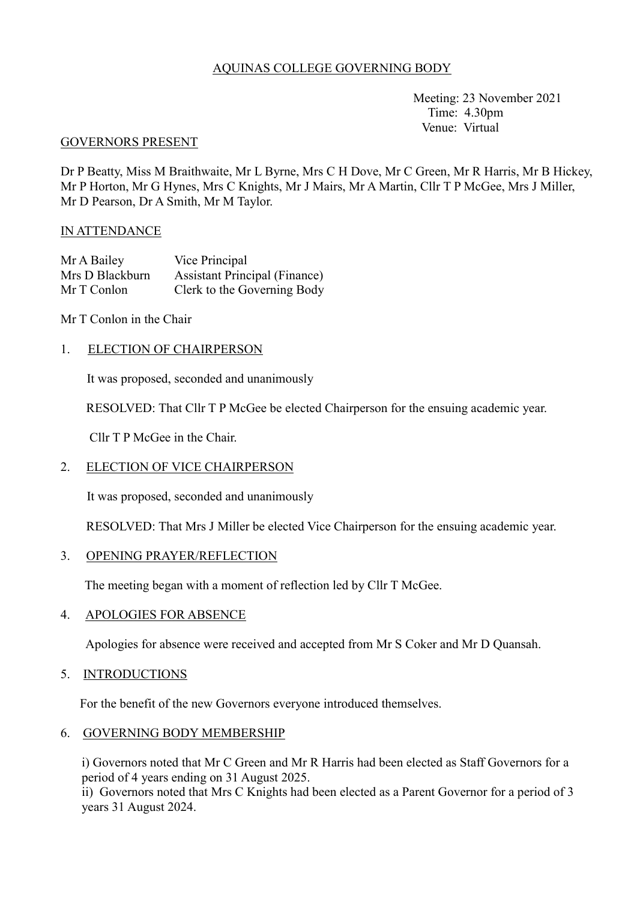# AQUINAS COLLEGE GOVERNING BODY

Meeting: 23 November 2021
Time: 4.30pm
Venue: Virtual

## GOVERNORS PRESENT

Dr P Beatty, Miss M Braithwaite, Mr L Byrne, Mrs C H Dove, Mr C Green, Mr R Harris, Mr B Hickey, Mr P Horton, Mr G Hynes, Mrs C Knights, Mr J Mairs, Mr A Martin, Cllr T P McGee, Mrs J Miller, Mr D Pearson, Dr A Smith, Mr M Taylor.

## IN ATTENDANCE

| | |
|---|---|
| Mr A Bailey | Vice Principal |
| Mrs D Blackburn | Assistant Principal (Finance) |
| Mr T Conlon | Clerk to the Governing Body |

Mr T Conlon in the Chair

## 1. ELECTION OF CHAIRPERSON

It was proposed, seconded and unanimously

RESOLVED: That Cllr T P McGee be elected Chairperson for the ensuing academic year.

Cllr T P McGee in the Chair.

## 2. ELECTION OF VICE CHAIRPERSON

It was proposed, seconded and unanimously

RESOLVED: That Mrs J Miller be elected Vice Chairperson for the ensuing academic year.

## 3. OPENING PRAYER/REFLECTION

The meeting began with a moment of reflection led by Cllr T McGee.

## 4. APOLOGIES FOR ABSENCE

Apologies for absence were received and accepted from Mr S Coker and Mr D Quansah.

## 5. INTRODUCTIONS

For the benefit of the new Governors everyone introduced themselves.

## 6. GOVERNING BODY MEMBERSHIP

i) Governors noted that Mr C Green and Mr R Harris had been elected as Staff Governors for a period of 4 years ending on 31 August 2025.

ii) Governors noted that Mrs C Knights had been elected as a Parent Governor for a period of 3 years 31 August 2024.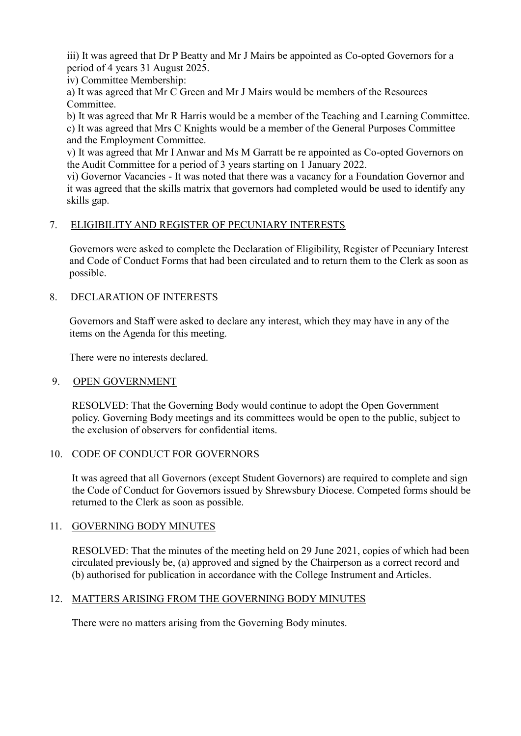iii) It was agreed that Dr P Beatty and Mr J Mairs be appointed as Co-opted Governors for a period of 4 years 31 August 2025.

iv) Committee Membership:

a) It was agreed that Mr C Green and Mr J Mairs would be members of the Resources Committee.

b) It was agreed that Mr R Harris would be a member of the Teaching and Learning Committee.

c) It was agreed that Mrs C Knights would be a member of the General Purposes Committee and the Employment Committee.

v) It was agreed that Mr I Anwar and Ms M Garratt be re appointed as Co-opted Governors on the Audit Committee for a period of 3 years starting on 1 January 2022.

vi) Governor Vacancies - It was noted that there was a vacancy for a Foundation Governor and it was agreed that the skills matrix that governors had completed would be used to identify any skills gap.

## 7. ELIGIBILITY AND REGISTER OF PECUNIARY INTERESTS

Governors were asked to complete the Declaration of Eligibility, Register of Pecuniary Interest and Code of Conduct Forms that had been circulated and to return them to the Clerk as soon as possible.

## 8. DECLARATION OF INTERESTS

Governors and Staff were asked to declare any interest, which they may have in any of the items on the Agenda for this meeting.

There were no interests declared.

## 9. OPEN GOVERNMENT

RESOLVED: That the Governing Body would continue to adopt the Open Government policy. Governing Body meetings and its committees would be open to the public, subject to the exclusion of observers for confidential items.

## 10. CODE OF CONDUCT FOR GOVERNORS

It was agreed that all Governors (except Student Governors) are required to complete and sign the Code of Conduct for Governors issued by Shrewsbury Diocese. Competed forms should be returned to the Clerk as soon as possible.

## 11. GOVERNING BODY MINUTES

RESOLVED: That the minutes of the meeting held on 29 June 2021, copies of which had been circulated previously be, (a) approved and signed by the Chairperson as a correct record and (b) authorised for publication in accordance with the College Instrument and Articles.

## 12. MATTERS ARISING FROM THE GOVERNING BODY MINUTES

There were no matters arising from the Governing Body minutes.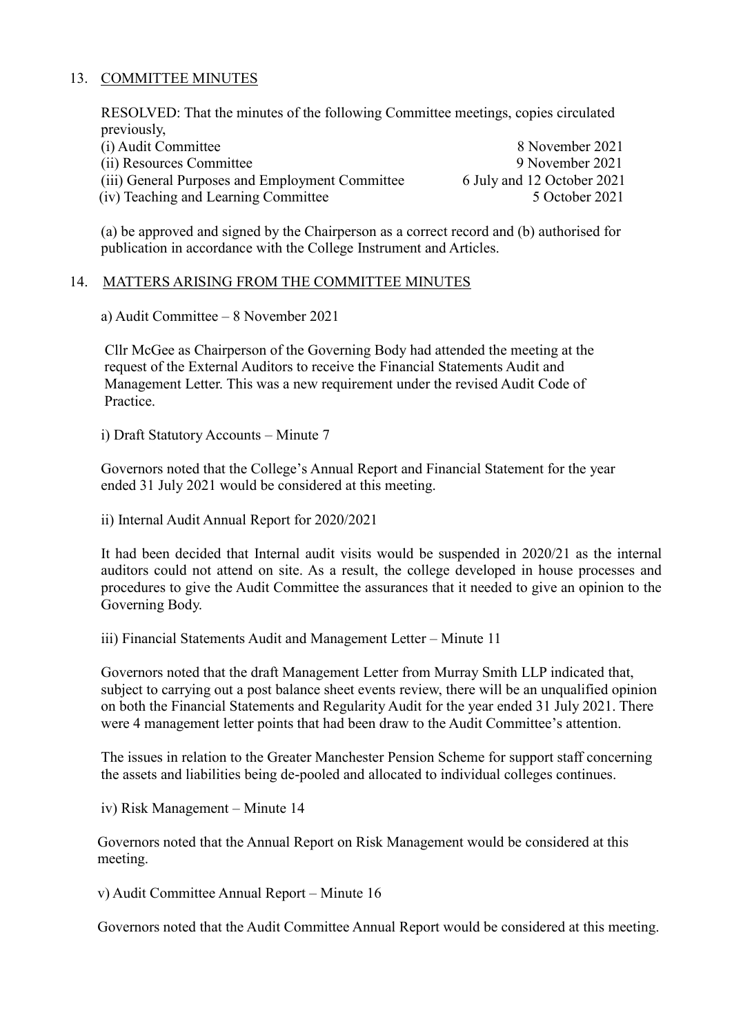13. COMMITTEE MINUTES

RESOLVED: That the minutes of the following Committee meetings, copies circulated previously,

| | |
|---|---|
| (i) Audit Committee | 8 November 2021 |
| (ii) Resources Committee | 9 November 2021 |
| (iii) General Purposes and Employment Committee | 6 July and 12 October 2021 |
| (iv) Teaching and Learning Committee | 5 October 2021 |

(a) be approved and signed by the Chairperson as a correct record and (b) authorised for publication in accordance with the College Instrument and Articles.

14. MATTERS ARISING FROM THE COMMITTEE MINUTES

a) Audit Committee – 8 November 2021

Cllr McGee as Chairperson of the Governing Body had attended the meeting at the request of the External Auditors to receive the Financial Statements Audit and Management Letter. This was a new requirement under the revised Audit Code of Practice.

i) Draft Statutory Accounts – Minute 7

Governors noted that the College's Annual Report and Financial Statement for the year ended 31 July 2021 would be considered at this meeting.

ii) Internal Audit Annual Report for 2020/2021

It had been decided that Internal audit visits would be suspended in 2020/21 as the internal auditors could not attend on site. As a result, the college developed in house processes and procedures to give the Audit Committee the assurances that it needed to give an opinion to the Governing Body.

iii) Financial Statements Audit and Management Letter – Minute 11

Governors noted that the draft Management Letter from Murray Smith LLP indicated that, subject to carrying out a post balance sheet events review, there will be an unqualified opinion on both the Financial Statements and Regularity Audit for the year ended 31 July 2021. There were 4 management letter points that had been draw to the Audit Committee's attention.

The issues in relation to the Greater Manchester Pension Scheme for support staff concerning the assets and liabilities being de-pooled and allocated to individual colleges continues.

iv) Risk Management – Minute 14

Governors noted that the Annual Report on Risk Management would be considered at this meeting.

v) Audit Committee Annual Report – Minute 16

Governors noted that the Audit Committee Annual Report would be considered at this meeting.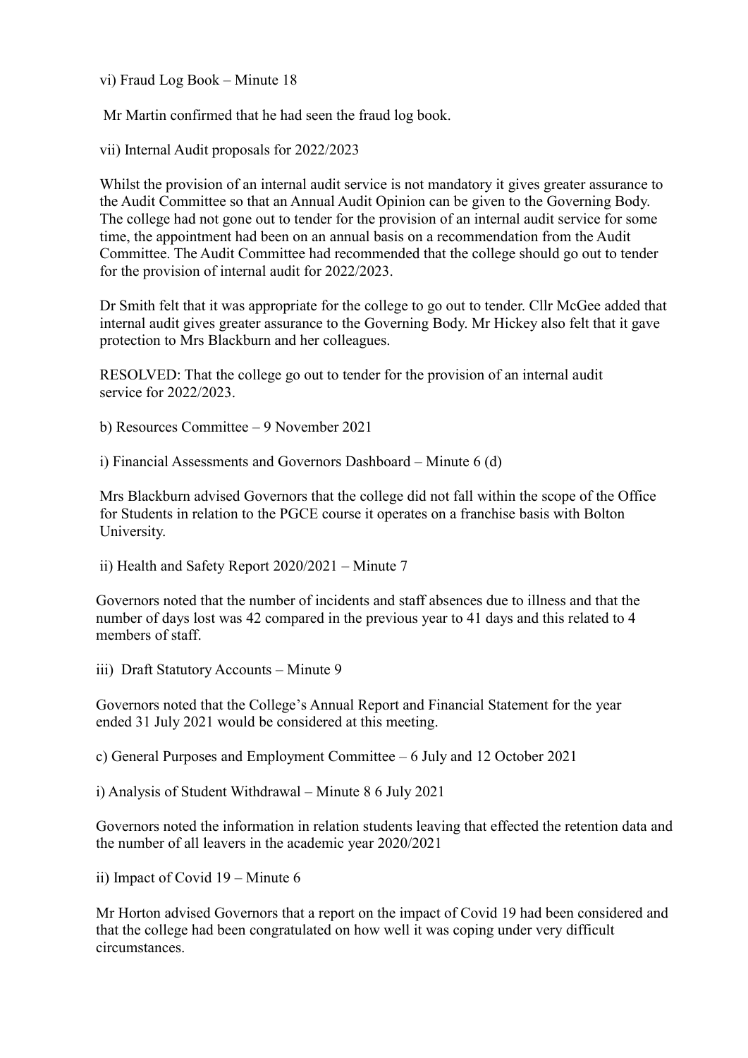vi) Fraud Log Book – Minute 18

Mr Martin confirmed that he had seen the fraud log book.

vii) Internal Audit proposals for 2022/2023

Whilst the provision of an internal audit service is not mandatory it gives greater assurance to the Audit Committee so that an Annual Audit Opinion can be given to the Governing Body. The college had not gone out to tender for the provision of an internal audit service for some time, the appointment had been on an annual basis on a recommendation from the Audit Committee. The Audit Committee had recommended that the college should go out to tender for the provision of internal audit for 2022/2023.

Dr Smith felt that it was appropriate for the college to go out to tender. Cllr McGee added that internal audit gives greater assurance to the Governing Body. Mr Hickey also felt that it gave protection to Mrs Blackburn and her colleagues.

RESOLVED: That the college go out to tender for the provision of an internal audit service for 2022/2023.

b) Resources Committee – 9 November 2021

i) Financial Assessments and Governors Dashboard – Minute 6 (d)

Mrs Blackburn advised Governors that the college did not fall within the scope of the Office for Students in relation to the PGCE course it operates on a franchise basis with Bolton University.

ii) Health and Safety Report 2020/2021 – Minute 7

Governors noted that the number of incidents and staff absences due to illness and that the number of days lost was 42 compared in the previous year to 41 days and this related to 4 members of staff.

iii) Draft Statutory Accounts – Minute 9

Governors noted that the College's Annual Report and Financial Statement for the year ended 31 July 2021 would be considered at this meeting.

c) General Purposes and Employment Committee – 6 July and 12 October 2021

i) Analysis of Student Withdrawal – Minute 8 6 July 2021

Governors noted the information in relation students leaving that effected the retention data and the number of all leavers in the academic year 2020/2021

ii) Impact of Covid 19 – Minute 6

Mr Horton advised Governors that a report on the impact of Covid 19 had been considered and that the college had been congratulated on how well it was coping under very difficult circumstances.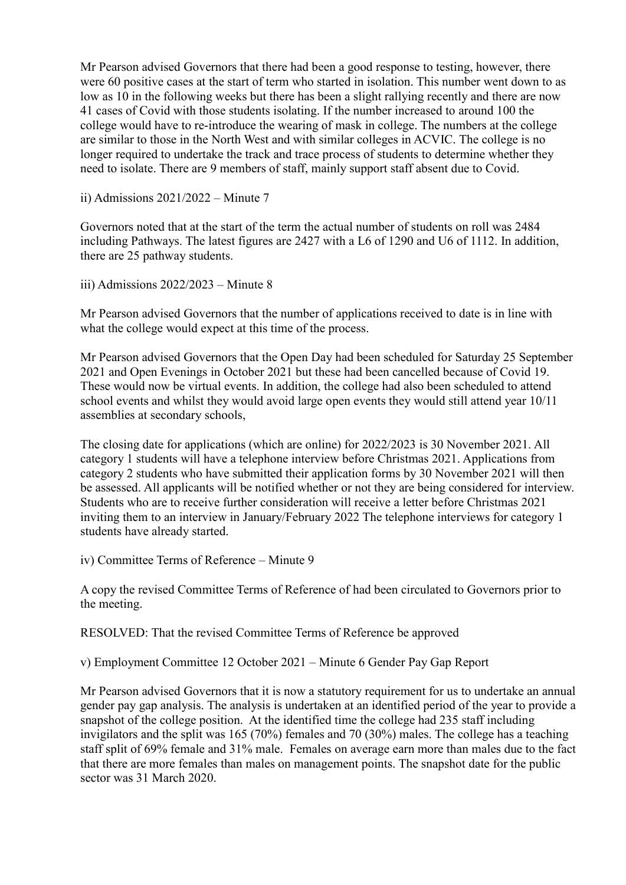Mr Pearson advised Governors that there had been a good response to testing, however, there were 60 positive cases at the start of term who started in isolation. This number went down to as low as 10 in the following weeks but there has been a slight rallying recently and there are now 41 cases of Covid with those students isolating. If the number increased to around 100 the college would have to re-introduce the wearing of mask in college. The numbers at the college are similar to those in the North West and with similar colleges in ACVIC. The college is no longer required to undertake the track and trace process of students to determine whether they need to isolate. There are 9 members of staff, mainly support staff absent due to Covid.

ii) Admissions 2021/2022 – Minute 7

Governors noted that at the start of the term the actual number of students on roll was 2484 including Pathways. The latest figures are 2427 with a L6 of 1290 and U6 of 1112. In addition, there are 25 pathway students.

iii) Admissions 2022/2023 – Minute 8

Mr Pearson advised Governors that the number of applications received to date is in line with what the college would expect at this time of the process.

Mr Pearson advised Governors that the Open Day had been scheduled for Saturday 25 September 2021 and Open Evenings in October 2021 but these had been cancelled because of Covid 19. These would now be virtual events. In addition, the college had also been scheduled to attend school events and whilst they would avoid large open events they would still attend year 10/11 assemblies at secondary schools,

The closing date for applications (which are online) for 2022/2023 is 30 November 2021. All category 1 students will have a telephone interview before Christmas 2021. Applications from category 2 students who have submitted their application forms by 30 November 2021 will then be assessed. All applicants will be notified whether or not they are being considered for interview. Students who are to receive further consideration will receive a letter before Christmas 2021 inviting them to an interview in January/February 2022 The telephone interviews for category 1 students have already started.

iv) Committee Terms of Reference – Minute 9

A copy the revised Committee Terms of Reference of had been circulated to Governors prior to the meeting.

RESOLVED: That the revised Committee Terms of Reference be approved

v) Employment Committee 12 October 2021 – Minute 6 Gender Pay Gap Report

Mr Pearson advised Governors that it is now a statutory requirement for us to undertake an annual gender pay gap analysis. The analysis is undertaken at an identified period of the year to provide a snapshot of the college position. At the identified time the college had 235 staff including invigilators and the split was 165 (70%) females and 70 (30%) males. The college has a teaching staff split of 69% female and 31% male. Females on average earn more than males due to the fact that there are more females than males on management points. The snapshot date for the public sector was 31 March 2020.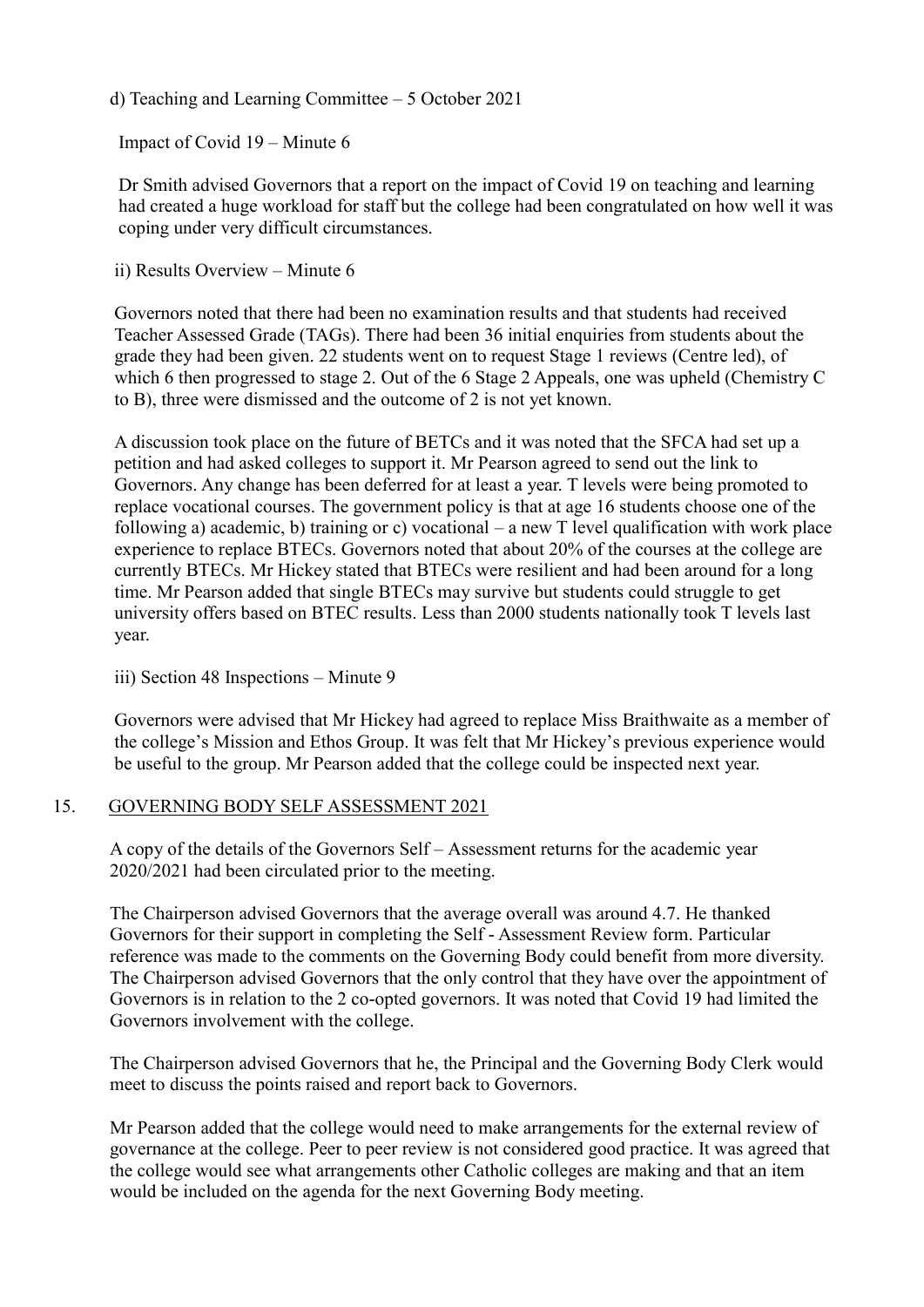d) Teaching and Learning Committee – 5 October 2021

Impact of Covid 19 – Minute 6

Dr Smith advised Governors that a report on the impact of Covid 19 on teaching and learning had created a huge workload for staff but the college had been congratulated on how well it was coping under very difficult circumstances.

ii) Results Overview – Minute 6

Governors noted that there had been no examination results and that students had received Teacher Assessed Grade (TAGs). There had been 36 initial enquiries from students about the grade they had been given. 22 students went on to request Stage 1 reviews (Centre led), of which 6 then progressed to stage 2. Out of the 6 Stage 2 Appeals, one was upheld (Chemistry C to B), three were dismissed and the outcome of 2 is not yet known.

A discussion took place on the future of BETCs and it was noted that the SFCA had set up a petition and had asked colleges to support it. Mr Pearson agreed to send out the link to Governors. Any change has been deferred for at least a year. T levels were being promoted to replace vocational courses. The government policy is that at age 16 students choose one of the following a) academic, b) training or c) vocational – a new T level qualification with work place experience to replace BTECs. Governors noted that about 20% of the courses at the college are currently BTECs. Mr Hickey stated that BTECs were resilient and had been around for a long time. Mr Pearson added that single BTECs may survive but students could struggle to get university offers based on BTEC results. Less than 2000 students nationally took T levels last year.

iii) Section 48 Inspections – Minute 9

Governors were advised that Mr Hickey had agreed to replace Miss Braithwaite as a member of the college's Mission and Ethos Group. It was felt that Mr Hickey's previous experience would be useful to the group. Mr Pearson added that the college could be inspected next year.

## 15. GOVERNING BODY SELF ASSESSMENT 2021

A copy of the details of the Governors Self – Assessment returns for the academic year 2020/2021 had been circulated prior to the meeting.

The Chairperson advised Governors that the average overall was around 4.7. He thanked Governors for their support in completing the Self - Assessment Review form. Particular reference was made to the comments on the Governing Body could benefit from more diversity. The Chairperson advised Governors that the only control that they have over the appointment of Governors is in relation to the 2 co-opted governors. It was noted that Covid 19 had limited the Governors involvement with the college.

The Chairperson advised Governors that he, the Principal and the Governing Body Clerk would meet to discuss the points raised and report back to Governors.

Mr Pearson added that the college would need to make arrangements for the external review of governance at the college. Peer to peer review is not considered good practice. It was agreed that the college would see what arrangements other Catholic colleges are making and that an item would be included on the agenda for the next Governing Body meeting.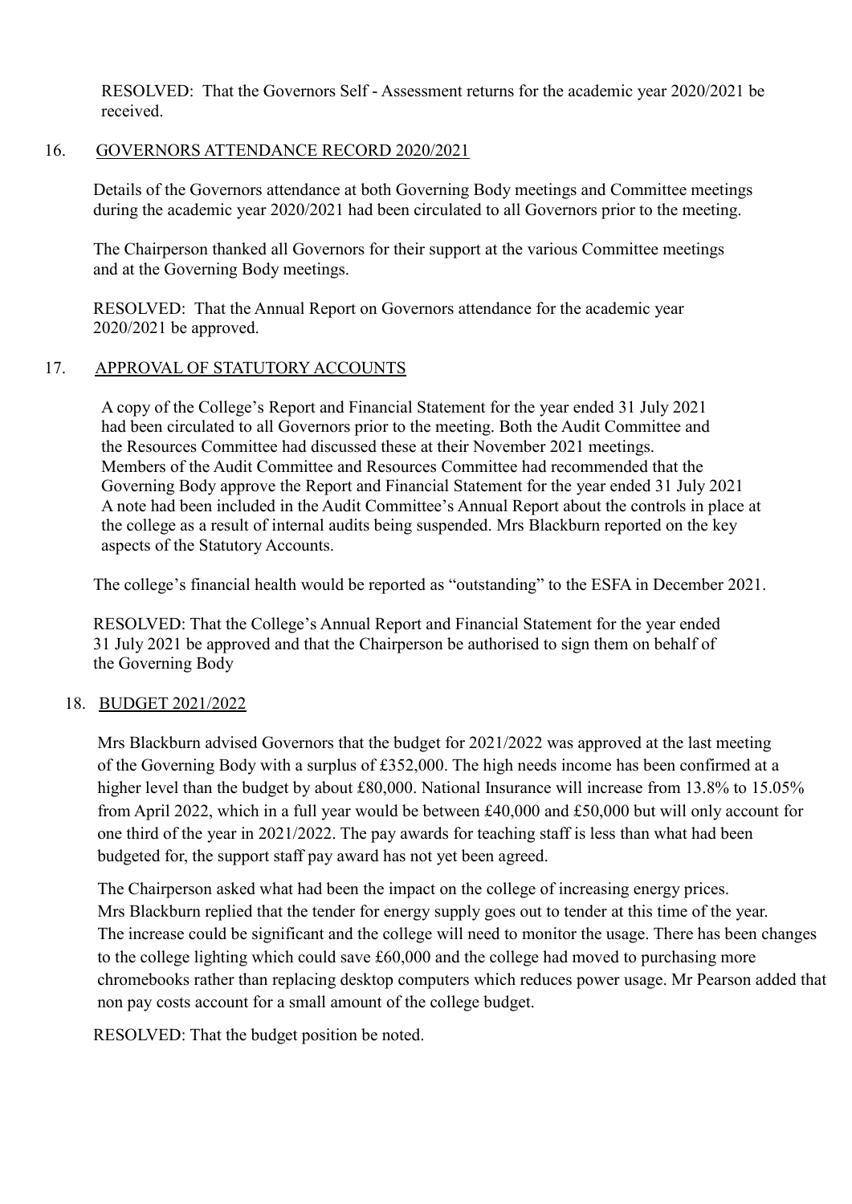RESOLVED: That the Governors Self - Assessment returns for the academic year 2020/2021 be received.

16. GOVERNORS ATTENDANCE RECORD 2020/2021

Details of the Governors attendance at both Governing Body meetings and Committee meetings during the academic year 2020/2021 had been circulated to all Governors prior to the meeting.

The Chairperson thanked all Governors for their support at the various Committee meetings and at the Governing Body meetings.

RESOLVED: That the Annual Report on Governors attendance for the academic year 2020/2021 be approved.

17. APPROVAL OF STATUTORY ACCOUNTS

A copy of the College's Report and Financial Statement for the year ended 31 July 2021 had been circulated to all Governors prior to the meeting. Both the Audit Committee and the Resources Committee had discussed these at their November 2021 meetings. Members of the Audit Committee and Resources Committee had recommended that the Governing Body approve the Report and Financial Statement for the year ended 31 July 2021 A note had been included in the Audit Committee's Annual Report about the controls in place at the college as a result of internal audits being suspended. Mrs Blackburn reported on the key aspects of the Statutory Accounts.

The college's financial health would be reported as "outstanding" to the ESFA in December 2021.

RESOLVED: That the College's Annual Report and Financial Statement for the year ended 31 July 2021 be approved and that the Chairperson be authorised to sign them on behalf of the Governing Body

18. BUDGET 2021/2022

Mrs Blackburn advised Governors that the budget for 2021/2022 was approved at the last meeting of the Governing Body with a surplus of £352,000. The high needs income has been confirmed at a higher level than the budget by about £80,000. National Insurance will increase from 13.8% to 15.05% from April 2022, which in a full year would be between £40,000 and £50,000 but will only account for one third of the year in 2021/2022. The pay awards for teaching staff is less than what had been budgeted for, the support staff pay award has not yet been agreed.

The Chairperson asked what had been the impact on the college of increasing energy prices. Mrs Blackburn replied that the tender for energy supply goes out to tender at this time of the year. The increase could be significant and the college will need to monitor the usage. There has been changes to the college lighting which could save £60,000 and the college had moved to purchasing more chromebooks rather than replacing desktop computers which reduces power usage. Mr Pearson added that non pay costs account for a small amount of the college budget.

RESOLVED: That the budget position be noted.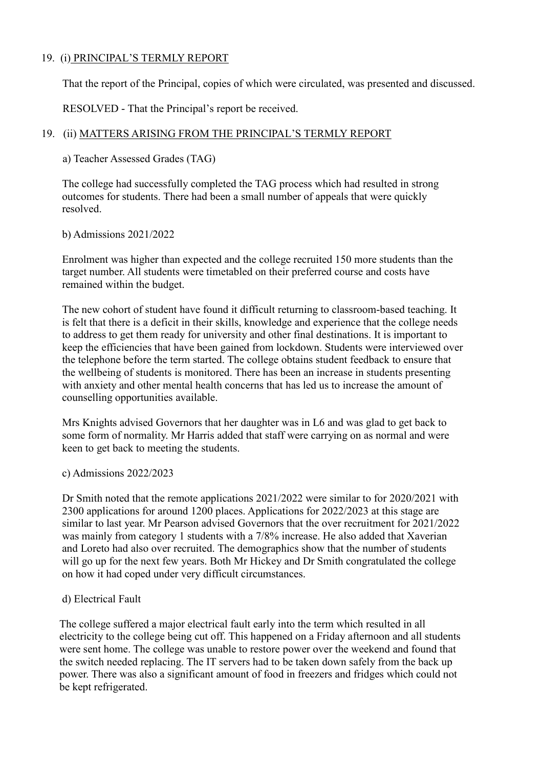19. (i) PRINCIPAL'S TERMLY REPORT

That the report of the Principal, copies of which were circulated, was presented and discussed.

RESOLVED - That the Principal's report be received.

19. (ii) MATTERS ARISING FROM THE PRINCIPAL'S TERMLY REPORT

a) Teacher Assessed Grades (TAG)

The college had successfully completed the TAG process which had resulted in strong outcomes for students. There had been a small number of appeals that were quickly resolved.

b) Admissions 2021/2022

Enrolment was higher than expected and the college recruited 150 more students than the target number. All students were timetabled on their preferred course and costs have remained within the budget.

The new cohort of student have found it difficult returning to classroom-based teaching. It is felt that there is a deficit in their skills, knowledge and experience that the college needs to address to get them ready for university and other final destinations. It is important to keep the efficiencies that have been gained from lockdown. Students were interviewed over the telephone before the term started. The college obtains student feedback to ensure that the wellbeing of students is monitored. There has been an increase in students presenting with anxiety and other mental health concerns that has led us to increase the amount of counselling opportunities available.

Mrs Knights advised Governors that her daughter was in L6 and was glad to get back to some form of normality. Mr Harris added that staff were carrying on as normal and were keen to get back to meeting the students.

c) Admissions 2022/2023

Dr Smith noted that the remote applications 2021/2022 were similar to for 2020/2021 with 2300 applications for around 1200 places. Applications for 2022/2023 at this stage are similar to last year. Mr Pearson advised Governors that the over recruitment for 2021/2022 was mainly from category 1 students with a 7/8% increase. He also added that Xaverian and Loreto had also over recruited. The demographics show that the number of students will go up for the next few years. Both Mr Hickey and Dr Smith congratulated the college on how it had coped under very difficult circumstances.

d) Electrical Fault

The college suffered a major electrical fault early into the term which resulted in all electricity to the college being cut off. This happened on a Friday afternoon and all students were sent home. The college was unable to restore power over the weekend and found that the switch needed replacing. The IT servers had to be taken down safely from the back up power. There was also a significant amount of food in freezers and fridges which could not be kept refrigerated.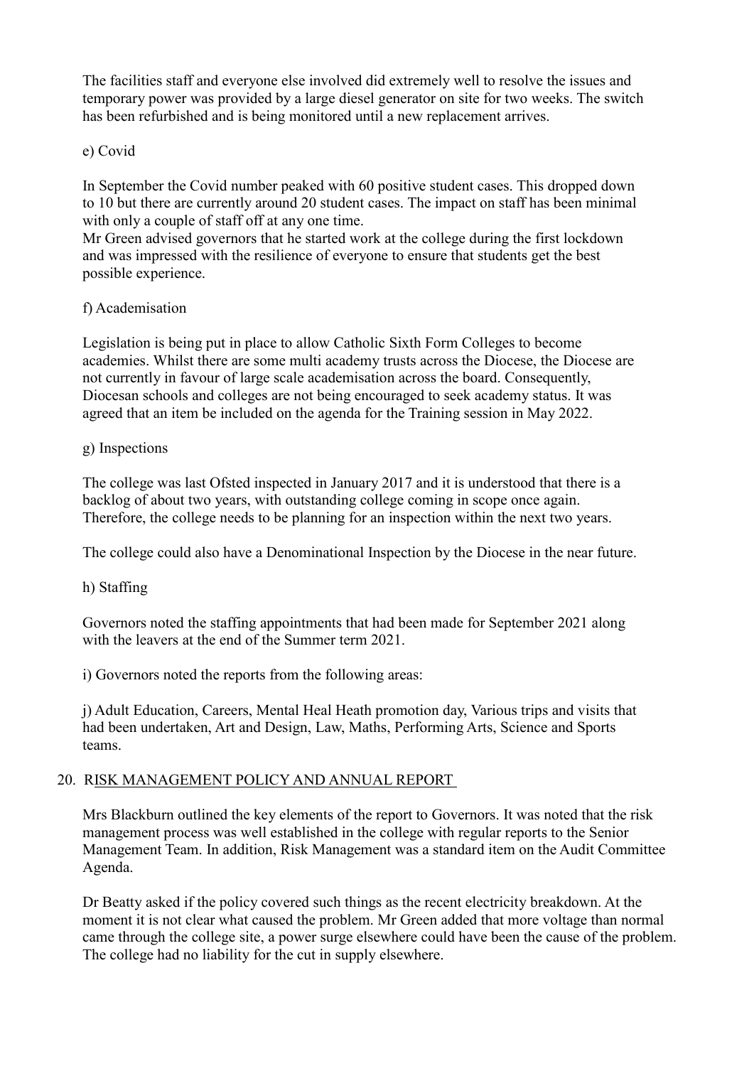The facilities staff and everyone else involved did extremely well to resolve the issues and temporary power was provided by a large diesel generator on site for two weeks. The switch has been refurbished and is being monitored until a new replacement arrives.

e) Covid

In September the Covid number peaked with 60 positive student cases. This dropped down to 10 but there are currently around 20 student cases. The impact on staff has been minimal with only a couple of staff off at any one time.
Mr Green advised governors that he started work at the college during the first lockdown and was impressed with the resilience of everyone to ensure that students get the best possible experience.

f) Academisation

Legislation is being put in place to allow Catholic Sixth Form Colleges to become academies. Whilst there are some multi academy trusts across the Diocese, the Diocese are not currently in favour of large scale academisation across the board. Consequently, Diocesan schools and colleges are not being encouraged to seek academy status. It was agreed that an item be included on the agenda for the Training session in May 2022.

g) Inspections

The college was last Ofsted inspected in January 2017 and it is understood that there is a backlog of about two years, with outstanding college coming in scope once again. Therefore, the college needs to be planning for an inspection within the next two years.

The college could also have a Denominational Inspection by the Diocese in the near future.

h) Staffing

Governors noted the staffing appointments that had been made for September 2021 along with the leavers at the end of the Summer term 2021.

i) Governors noted the reports from the following areas:

j) Adult Education, Careers, Mental Heal Heath promotion day, Various trips and visits that had been undertaken, Art and Design, Law, Maths, Performing Arts, Science and Sports teams.

## 20. RISK MANAGEMENT POLICY AND ANNUAL REPORT

Mrs Blackburn outlined the key elements of the report to Governors. It was noted that the risk management process was well established in the college with regular reports to the Senior Management Team. In addition, Risk Management was a standard item on the Audit Committee Agenda.

Dr Beatty asked if the policy covered such things as the recent electricity breakdown. At the moment it is not clear what caused the problem. Mr Green added that more voltage than normal came through the college site, a power surge elsewhere could have been the cause of the problem. The college had no liability for the cut in supply elsewhere.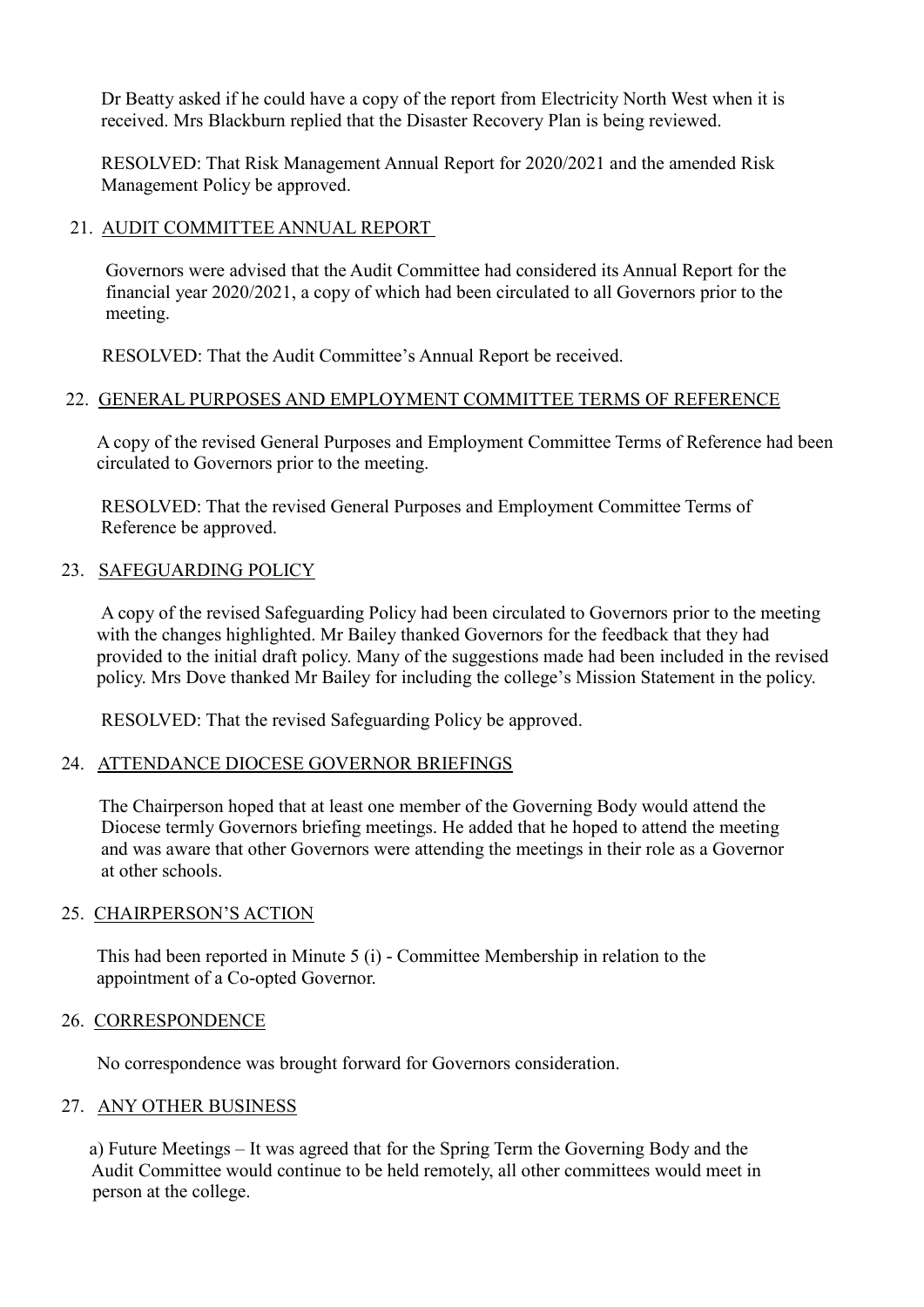Dr Beatty asked if he could have a copy of the report from Electricity North West when it is received. Mrs Blackburn replied that the Disaster Recovery Plan is being reviewed.

RESOLVED: That Risk Management Annual Report for 2020/2021 and the amended Risk Management Policy be approved.

21. <u>AUDIT COMMITTEE ANNUAL REPORT</u>

Governors were advised that the Audit Committee had considered its Annual Report for the financial year 2020/2021, a copy of which had been circulated to all Governors prior to the meeting.

RESOLVED: That the Audit Committee's Annual Report be received.

22. <u>GENERAL PURPOSES AND EMPLOYMENT COMMITTEE TERMS OF REFERENCE</u>

A copy of the revised General Purposes and Employment Committee Terms of Reference had been circulated to Governors prior to the meeting.

RESOLVED: That the revised General Purposes and Employment Committee Terms of Reference be approved.

23. <u>SAFEGUARDING POLICY</u>

A copy of the revised Safeguarding Policy had been circulated to Governors prior to the meeting with the changes highlighted. Mr Bailey thanked Governors for the feedback that they had provided to the initial draft policy. Many of the suggestions made had been included in the revised policy. Mrs Dove thanked Mr Bailey for including the college's Mission Statement in the policy.

RESOLVED: That the revised Safeguarding Policy be approved.

24. <u>ATTENDANCE DIOCESE GOVERNOR BRIEFINGS</u>

The Chairperson hoped that at least one member of the Governing Body would attend the Diocese termly Governors briefing meetings. He added that he hoped to attend the meeting and was aware that other Governors were attending the meetings in their role as a Governor at other schools.

25. <u>CHAIRPERSON'S ACTION</u>

This had been reported in Minute 5 (i) - Committee Membership in relation to the appointment of a Co-opted Governor.

26. <u>CORRESPONDENCE</u>

No correspondence was brought forward for Governors consideration.

27. <u>ANY OTHER BUSINESS</u>

a) Future Meetings – It was agreed that for the Spring Term the Governing Body and the Audit Committee would continue to be held remotely, all other committees would meet in person at the college.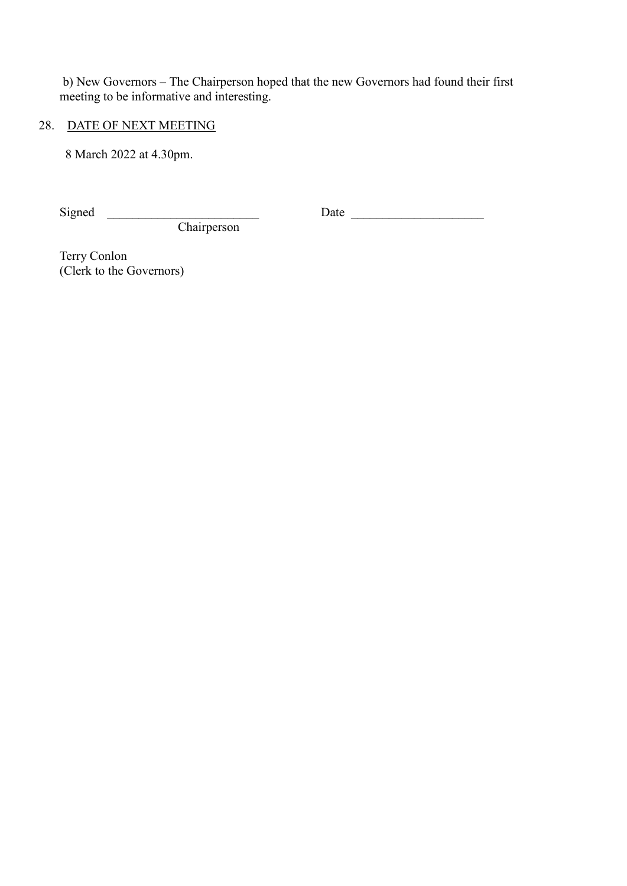b) New Governors – The Chairperson hoped that the new Governors had found their first meeting to be informative and interesting.

28. DATE OF NEXT MEETING

8 March 2022 at 4.30pm.

Signed ________________________ Date ____________________

Chairperson

Terry Conlon
(Clerk to the Governors)